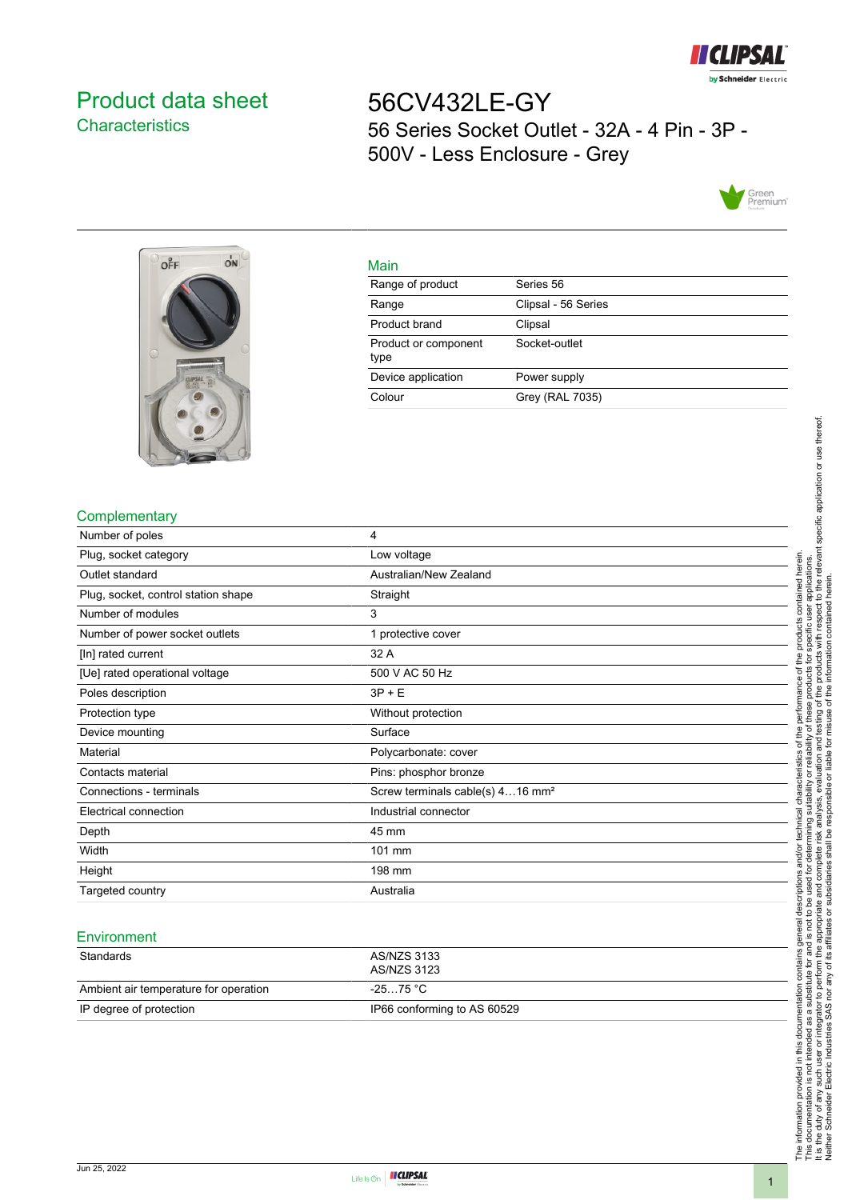# Product data sheet
## Characteristics

# 56CV432LE-GY

56 Series Socket Outlet - 32A - 4 Pin - 3P - 500V - Less Enclosure - Grey

## Main

| | |
|---|---|
| Range of product | Series 56 |
| Range | Clipsal - 56 Series |
| Product brand | Clipsal |
| Product or component type | Socket-outlet |
| Device application | Power supply |
| Colour | Grey (RAL 7035) |

## Complementary

| | |
|---|---|
| Number of poles | 4 |
| Plug, socket category | Low voltage |
| Outlet standard | Australian/New Zealand |
| Plug, socket, control station shape | Straight |
| Number of modules | 3 |
| Number of power socket outlets | 1 protective cover |
| [In] rated current | 32 A |
| [Ue] rated operational voltage | 500 V AC 50 Hz |
| Poles description | 3P + E |
| Protection type | Without protection |
| Device mounting | Surface |
| Material | Polycarbonate: cover |
| Contacts material | Pins: phosphor bronze |
| Connections - terminals | Screw terminals cable(s) 4…16 mm² |
| Electrical connection | Industrial connector |
| Depth | 45 mm |
| Width | 101 mm |
| Height | 198 mm |
| Targeted country | Australia |

## Environment

| | |
|---|---|
| Standards | AS/NZS 3133<br>AS/NZS 3123 |
| Ambient air temperature for operation | -25…75 °C |
| IP degree of protection | IP66 conforming to AS 60529 |

The information provided in this documentation contains general descriptions and/or technical characteristics of the performance of the products contained herein.
This documentation is not intended as a substitute for and is not to be used for determining suitability or reliability of these products for specific user applications.
It is the duty of any such user or integrator to perform the appropriate and complete risk analysis, evaluation and testing of the products with respect to the relevant specific application or use thereof.
Neither Schneider Electric Industries SAS nor any of its affiliates or subsidiaries shall be responsible or liable for misuse of the information contained herein.

Jun 25, 2022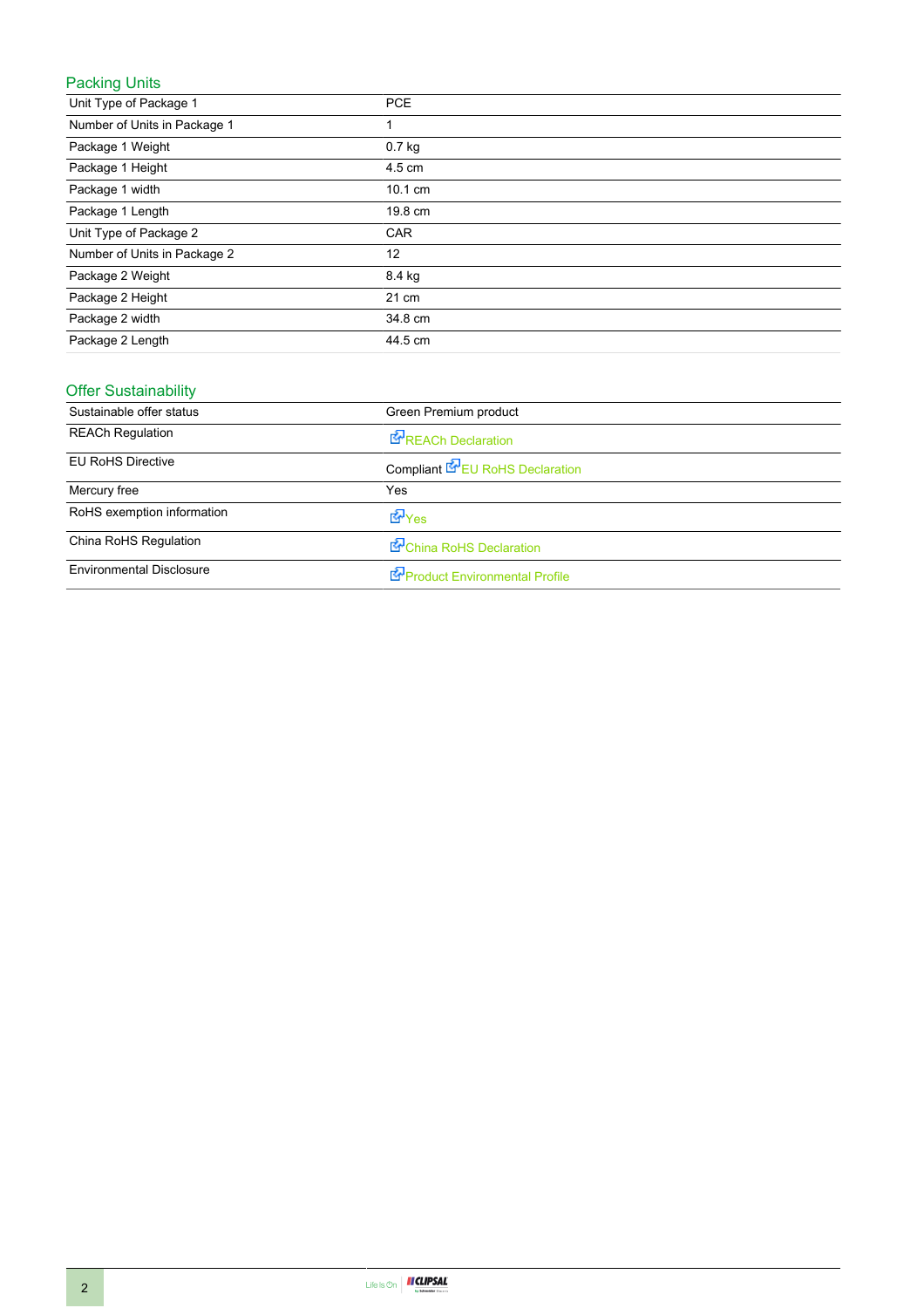## Packing Units

| | |
|---|---|
| Unit Type of Package 1 | PCE |
| Number of Units in Package 1 | 1 |
| Package 1 Weight | 0.7 kg |
| Package 1 Height | 4.5 cm |
| Package 1 width | 10.1 cm |
| Package 1 Length | 19.8 cm |
| Unit Type of Package 2 | CAR |
| Number of Units in Package 2 | 12 |
| Package 2 Weight | 8.4 kg |
| Package 2 Height | 21 cm |
| Package 2 width | 34.8 cm |
| Package 2 Length | 44.5 cm |

## Offer Sustainability

| | |
|---|---|
| Sustainable offer status | Green Premium product |
| REACh Regulation | REACh Declaration |
| EU RoHS Directive | Compliant EU RoHS Declaration |
| Mercury free | Yes |
| RoHS exemption information | Yes |
| China RoHS Regulation | China RoHS Declaration |
| Environmental Disclosure | Product Environmental Profile |